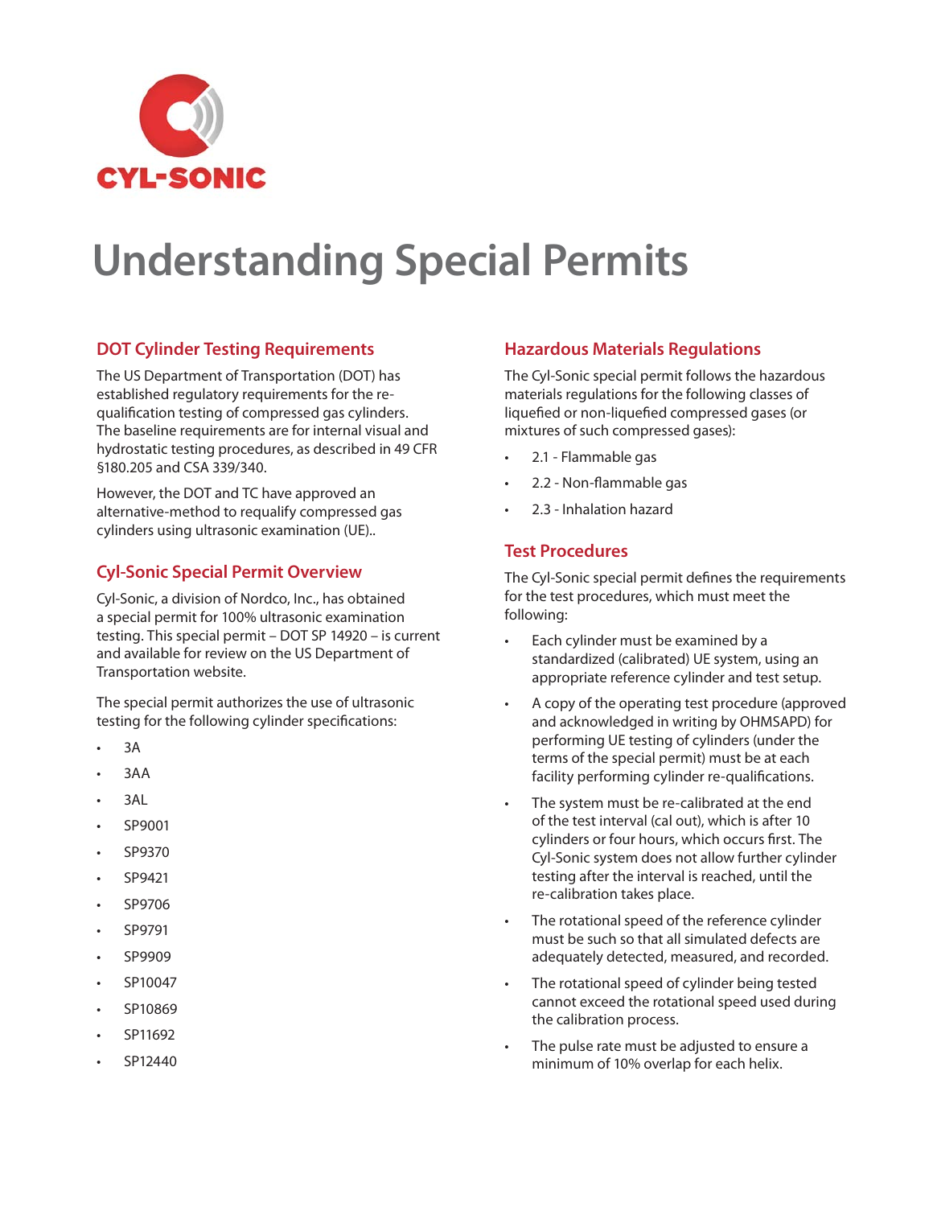CYL-SONIC

# Understanding Special Permits

## DOT Cylinder Testing Requirements

The US Department of Transportation (DOT) has established regulatory requirements for the re-qualification testing of compressed gas cylinders. The baseline requirements are for internal visual and hydrostatic testing procedures, as described in 49 CFR §180.205 and CSA 339/340.

However, the DOT and TC have approved an alternative-method to requalify compressed gas cylinders using ultrasonic examination (UE)..

## Cyl-Sonic Special Permit Overview

Cyl-Sonic, a division of Nordco, Inc., has obtained a special permit for 100% ultrasonic examination testing. This special permit – DOT SP 14920 – is current and available for review on the US Department of Transportation website.

The special permit authorizes the use of ultrasonic testing for the following cylinder specifications:

- 3A
- 3AA
- 3AL
- SP9001
- SP9370
- SP9421
- SP9706
- SP9791
- SP9909
- SP10047
- SP10869
- SP11692
- SP12440

## Hazardous Materials Regulations

The Cyl-Sonic special permit follows the hazardous materials regulations for the following classes of liquefied or non-liquefied compressed gases (or mixtures of such compressed gases):

- 2.1 - Flammable gas
- 2.2 - Non-flammable gas
- 2.3 - Inhalation hazard

## Test Procedures

The Cyl-Sonic special permit defines the requirements for the test procedures, which must meet the following:

- Each cylinder must be examined by a standardized (calibrated) UE system, using an appropriate reference cylinder and test setup.
- A copy of the operating test procedure (approved and acknowledged in writing by OHMSAPD) for performing UE testing of cylinders (under the terms of the special permit) must be at each facility performing cylinder re-qualifications.
- The system must be re-calibrated at the end of the test interval (cal out), which is after 10 cylinders or four hours, which occurs first. The Cyl-Sonic system does not allow further cylinder testing after the interval is reached, until the re-calibration takes place.
- The rotational speed of the reference cylinder must be such so that all simulated defects are adequately detected, measured, and recorded.
- The rotational speed of cylinder being tested cannot exceed the rotational speed used during the calibration process.
- The pulse rate must be adjusted to ensure a minimum of 10% overlap for each helix.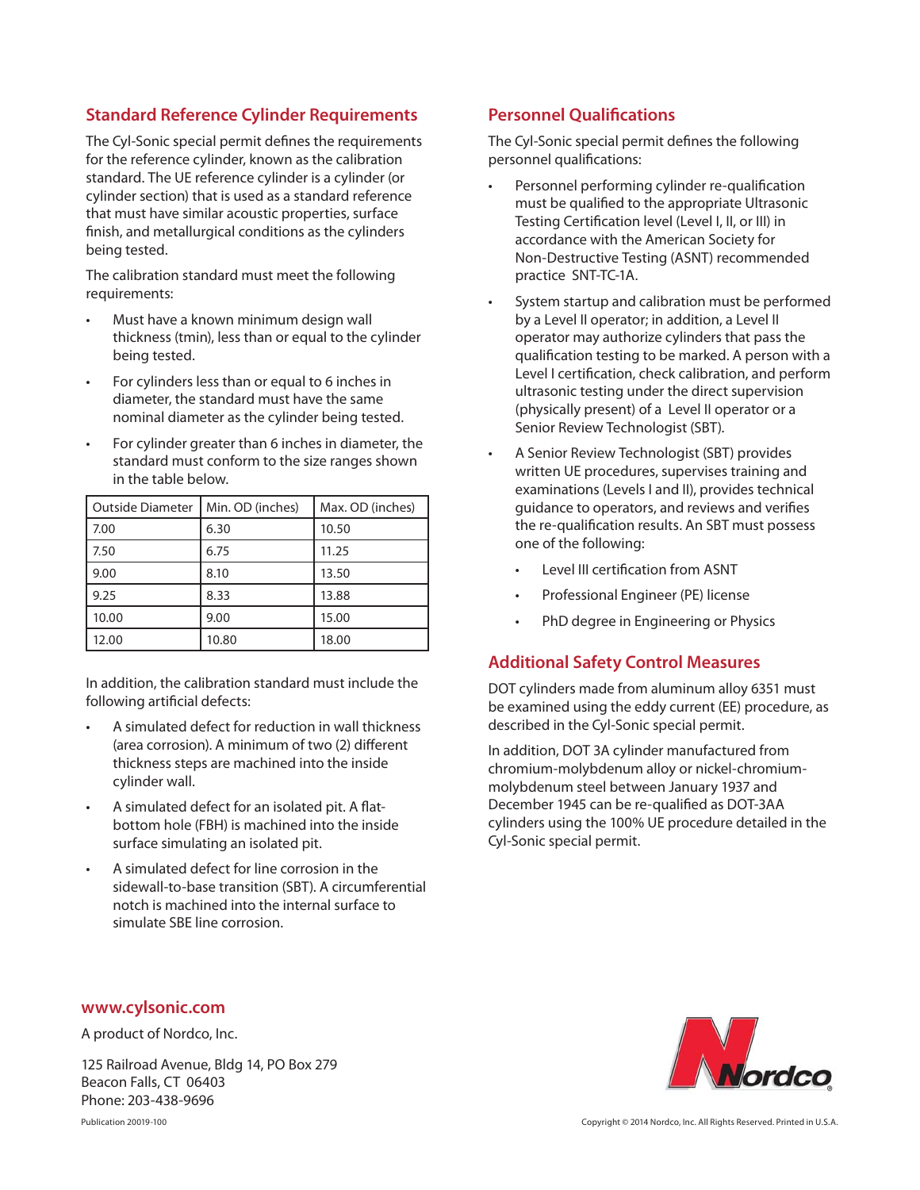## Standard Reference Cylinder Requirements

The Cyl-Sonic special permit defines the requirements for the reference cylinder, known as the calibration standard. The UE reference cylinder is a cylinder (or cylinder section) that is used as a standard reference that must have similar acoustic properties, surface finish, and metallurgical conditions as the cylinders being tested.

The calibration standard must meet the following requirements:

- Must have a known minimum design wall thickness (tmin), less than or equal to the cylinder being tested.
- For cylinders less than or equal to 6 inches in diameter, the standard must have the same nominal diameter as the cylinder being tested.
- For cylinder greater than 6 inches in diameter, the standard must conform to the size ranges shown in the table below.

| Outside Diameter | Min. OD (inches) | Max. OD (inches) |
|---|---|---|
| 7.00 | 6.30 | 10.50 |
| 7.50 | 6.75 | 11.25 |
| 9.00 | 8.10 | 13.50 |
| 9.25 | 8.33 | 13.88 |
| 10.00 | 9.00 | 15.00 |
| 12.00 | 10.80 | 18.00 |

In addition, the calibration standard must include the following artificial defects:

- A simulated defect for reduction in wall thickness (area corrosion). A minimum of two (2) different thickness steps are machined into the inside cylinder wall.
- A simulated defect for an isolated pit. A flat-bottom hole (FBH) is machined into the inside surface simulating an isolated pit.
- A simulated defect for line corrosion in the sidewall-to-base transition (SBT). A circumferential notch is machined into the internal surface to simulate SBE line corrosion.

## Personnel Qualifications

The Cyl-Sonic special permit defines the following personnel qualifications:

- Personnel performing cylinder re-qualification must be qualified to the appropriate Ultrasonic Testing Certification level (Level I, II, or III) in accordance with the American Society for Non-Destructive Testing (ASNT) recommended practice SNT-TC-1A.
- System startup and calibration must be performed by a Level II operator; in addition, a Level II operator may authorize cylinders that pass the qualification testing to be marked. A person with a Level I certification, check calibration, and perform ultrasonic testing under the direct supervision (physically present) of a Level II operator or a Senior Review Technologist (SBT).
- A Senior Review Technologist (SBT) provides written UE procedures, supervises training and examinations (Levels I and II), provides technical guidance to operators, and reviews and verifies the re-qualification results. An SBT must possess one of the following:
  - Level III certification from ASNT
  - Professional Engineer (PE) license
  - PhD degree in Engineering or Physics

## Additional Safety Control Measures

DOT cylinders made from aluminum alloy 6351 must be examined using the eddy current (EE) procedure, as described in the Cyl-Sonic special permit.

In addition, DOT 3A cylinder manufactured from chromium-molybdenum alloy or nickel-chromium-molybdenum steel between January 1937 and December 1945 can be re-qualified as DOT-3AA cylinders using the 100% UE procedure detailed in the Cyl-Sonic special permit.

**www.cylsonic.com**

A product of Nordco, Inc.

125 Railroad Avenue, Bldg 14, PO Box 279
Beacon Falls, CT 06403
Phone: 203-438-9696

Publication 20019-100

Copyright © 2014 Nordco, Inc. All Rights Reserved. Printed in U.S.A.